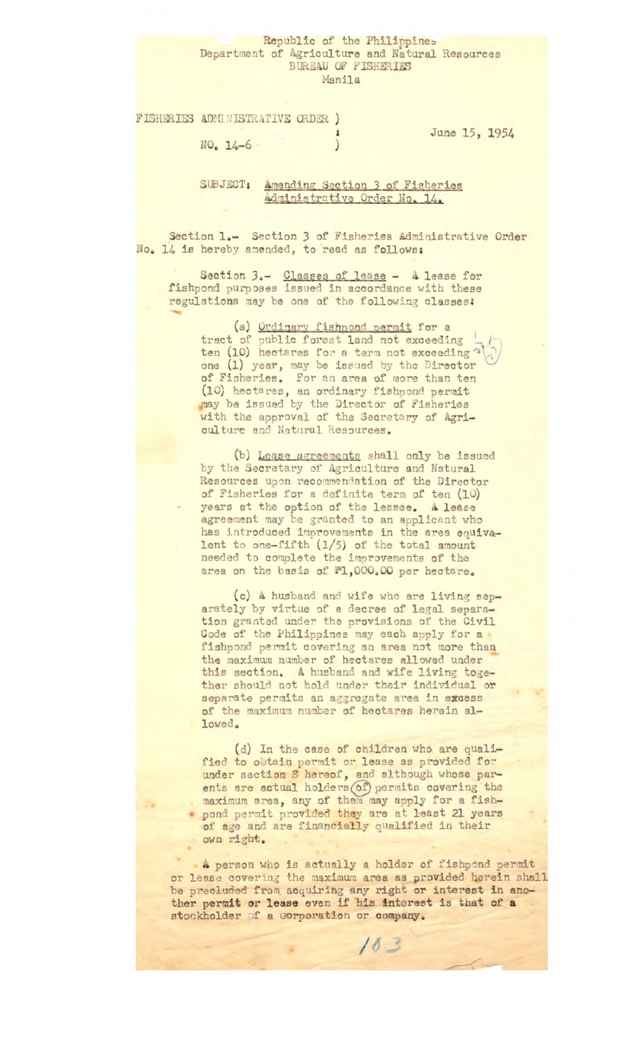Republic of the Philippines
Department of Agriculture and Natural Resources
BUREAU OF FISHERIES
Manila

FISHERIES ADMINISTRATIVE ORDER )
NO. 14-6 )

June 15, 1954

SUBJECT: Amending Section 3 of Fisheries Administrative Order No. 14.

Section 1.- Section 3 of Fisheries Administrative Order No. 14 is hereby amended, to read as follows:

> Section 3.- Classes of lease - A lease for fishpond purposes issued in accordance with these regulations may be one of the following classes:
>
> (a) Ordinary fishpond permit for a tract of public forest land not exceeding ten (10) hectares for a term not exceeding one (1) year, may be issued by the Director of Fisheries. For an area of more than ten (10) hectares, an ordinary fishpond permit may be issued by the Director of Fisheries with the approval of the Secretary of Agriculture and Natural Resources.
>
> (b) Lease agreements shall only be issued by the Secretary of Agriculture and Natural Resources upon recommendation of the Director of Fisheries for a definite term of ten (10) years at the option of the lessee. A lease agreement may be granted to an applicant who has introduced improvements in the area equivalent to one-fifth (1/5) of the total amount needed to complete the improvements of the area on the basis of ₱1,000.00 per hectare.
>
> (c) A husband and wife who are living separately by virtue of a decree of legal separation granted under the provisions of the Civil Code of the Philippines may each apply for a fishpond permit covering an area not more than the maximum number of hectares allowed under this section. A husband and wife living together should not hold under their individual or separate permits an aggregate area in excess of the maximum number of hectares herein allowed.
>
> (d) In the case of children who are qualified to obtain permit or lease as provided for under section 8 hereof, and although whose parents are actual holders of permits covering the maximum area, any of them may apply for a fishpond permit provided they are at least 21 years of age and are financially qualified in their own right.

A person who is actually a holder of fishpond permit or lease covering the maximum area as provided herein shall be precluded from acquiring any right or interest in another permit or lease even if his interest is that of a stockholder of a corporation or company.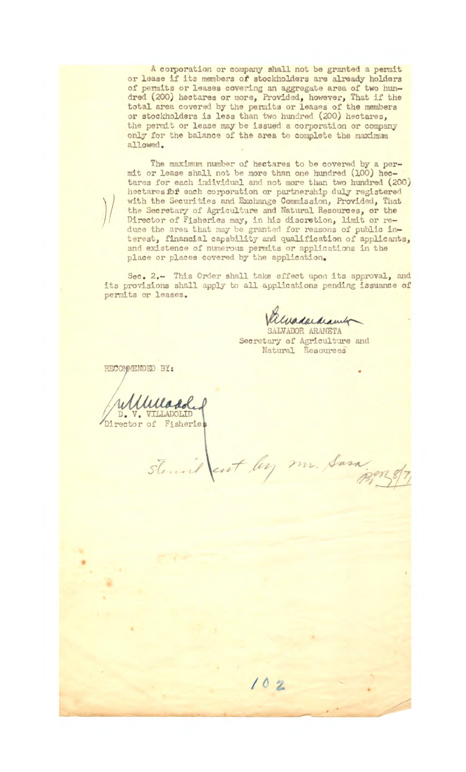A corporation or company shall not be granted a permit or lease if its members or stockholders are already holders of permits or leases covering an aggregate area of two hundred (200) hectares or more, Provided, however, That if the total area covered by the permits or leases of the members or stockholders is less than two hundred (200) hectares, the permit or lease may be issued a corporation or company only for the balance of the area to complete the maximum allowed.

The maximum number of hectares to be covered by a permit or lease shall not be more than one hundred (100) hectares for each individual and not more than two hundred (200) hectares for each corporation or partnership duly registered with the Securities and Exchange Commission, Provided, That the Secretary of Agriculture and Natural Resources, or the Director of Fisheries may, in his discretion, limit or reduce the area that may be granted for reasons of public interest, financial capability and qualification of applicants, and existence of numerous permits or applications in the place or places covered by the application.

Sec. 2.- This Order shall take effect upon its approval, and its provisions shall apply to all applications pending issuance of permits or leases.

SALVADOR ARANETA
Secretary of Agriculture and
Natural Resources

RECOMMENDED BY:

D. V. VILLADOLID
Director of Fisheries

Stencil cut by Mr. Sosa 8/7